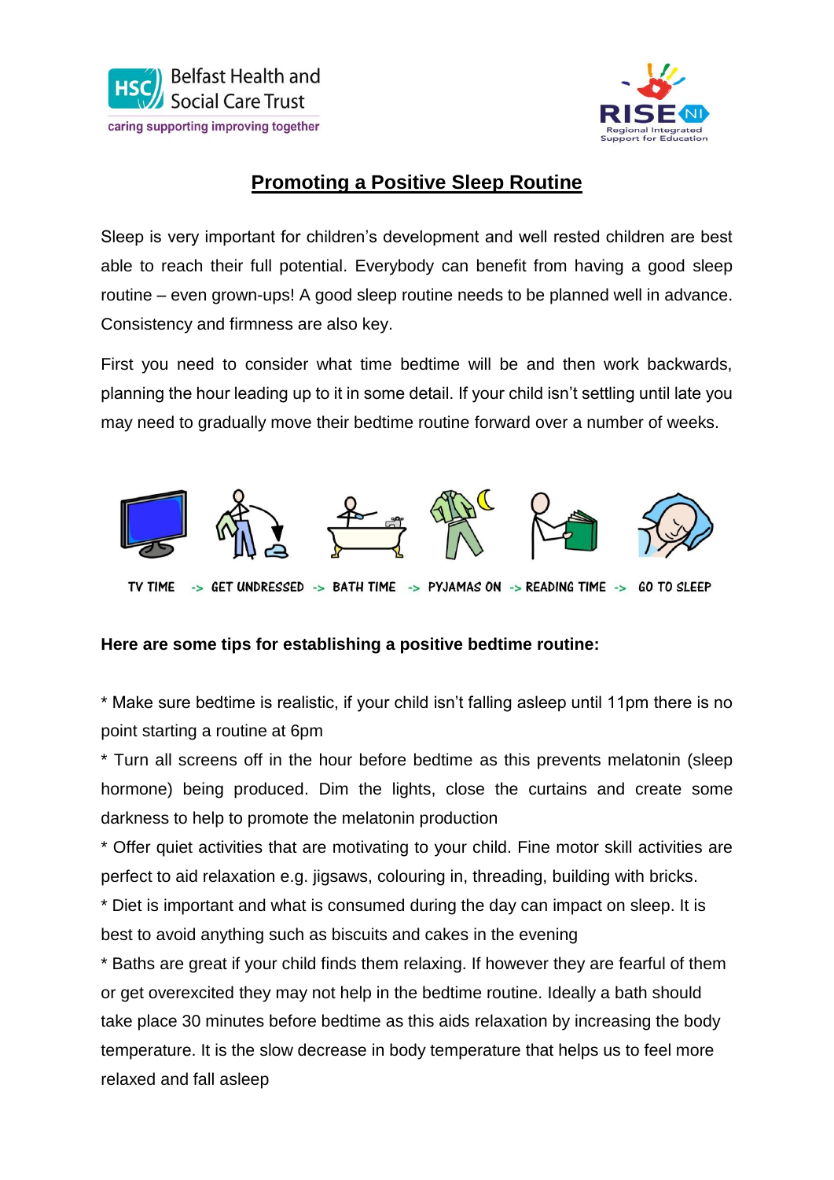# Promoting a Positive Sleep Routine

Sleep is very important for children's development and well rested children are best able to reach their full potential. Everybody can benefit from having a good sleep routine – even grown-ups! A good sleep routine needs to be planned well in advance. Consistency and firmness are also key.

First you need to consider what time bedtime will be and then work backwards, planning the hour leading up to it in some detail. If your child isn't settling until late you may need to gradually move their bedtime routine forward over a number of weeks.

TV TIME -> GET UNDRESSED -> BATH TIME -> PYJAMAS ON -> READING TIME -> GO TO SLEEP

**Here are some tips for establishing a positive bedtime routine:**

* Make sure bedtime is realistic, if your child isn't falling asleep until 11pm there is no point starting a routine at 6pm
* Turn all screens off in the hour before bedtime as this prevents melatonin (sleep hormone) being produced. Dim the lights, close the curtains and create some darkness to help to promote the melatonin production
* Offer quiet activities that are motivating to your child. Fine motor skill activities are perfect to aid relaxation e.g. jigsaws, colouring in, threading, building with bricks.
* Diet is important and what is consumed during the day can impact on sleep. It is best to avoid anything such as biscuits and cakes in the evening
* Baths are great if your child finds them relaxing. If however they are fearful of them or get overexcited they may not help in the bedtime routine. Ideally a bath should take place 30 minutes before bedtime as this aids relaxation by increasing the body temperature. It is the slow decrease in body temperature that helps us to feel more relaxed and fall asleep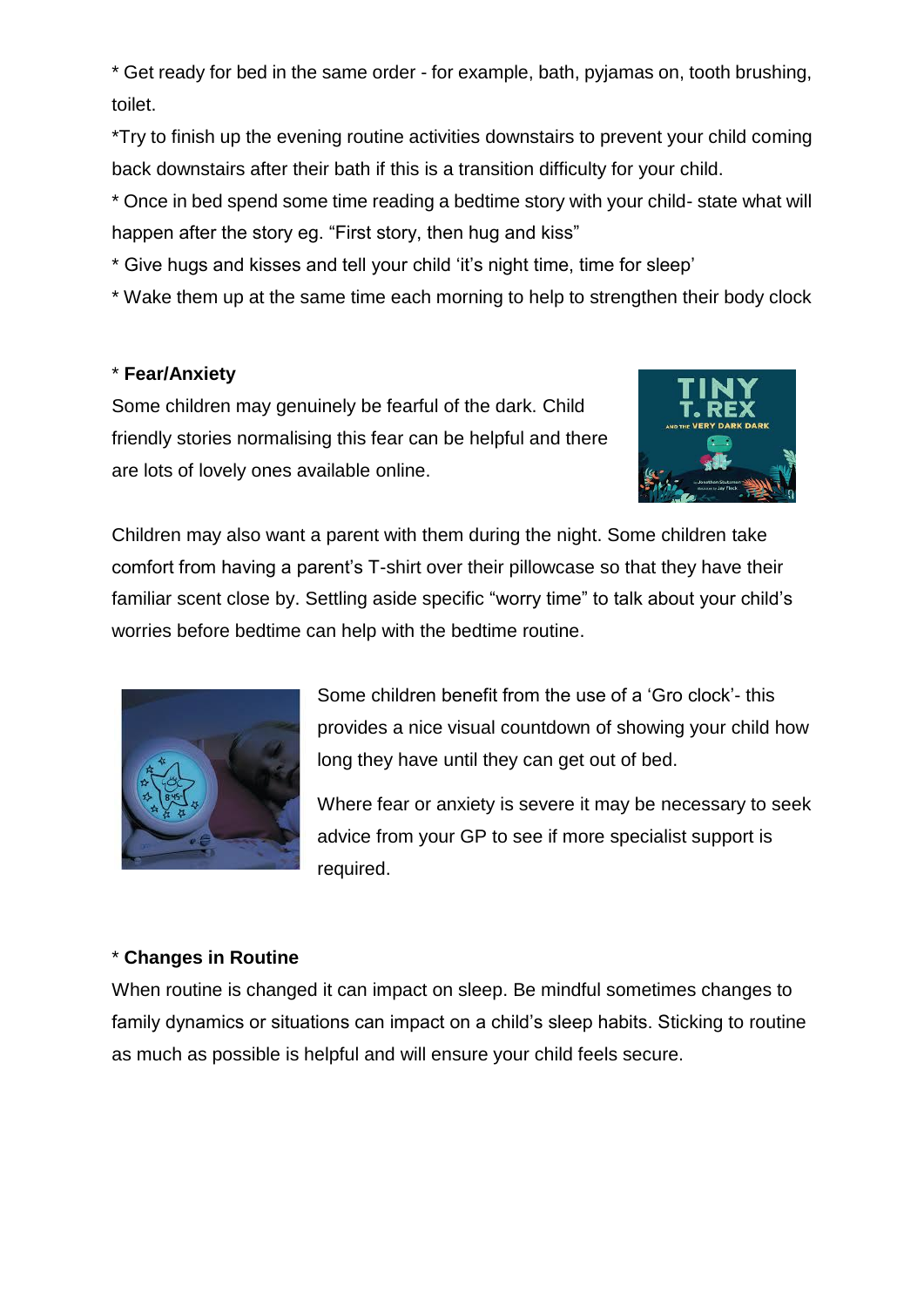* Get ready for bed in the same order - for example, bath, pyjamas on, tooth brushing, toilet.

*Try to finish up the evening routine activities downstairs to prevent your child coming back downstairs after their bath if this is a transition difficulty for your child.

* Once in bed spend some time reading a bedtime story with your child- state what will happen after the story eg. "First story, then hug and kiss"

* Give hugs and kisses and tell your child 'it's night time, time for sleep'

* Wake them up at the same time each morning to help to strengthen their body clock

* **Fear/Anxiety**

Some children may genuinely be fearful of the dark. Child friendly stories normalising this fear can be helpful and there are lots of lovely ones available online.

Children may also want a parent with them during the night. Some children take comfort from having a parent's T-shirt over their pillowcase so that they have their familiar scent close by. Settling aside specific "worry time" to talk about your child's worries before bedtime can help with the bedtime routine.

Some children benefit from the use of a 'Gro clock'- this provides a nice visual countdown of showing your child how long they have until they can get out of bed.

Where fear or anxiety is severe it may be necessary to seek advice from your GP to see if more specialist support is required.

* **Changes in Routine**

When routine is changed it can impact on sleep. Be mindful sometimes changes to family dynamics or situations can impact on a child's sleep habits. Sticking to routine as much as possible is helpful and will ensure your child feels secure.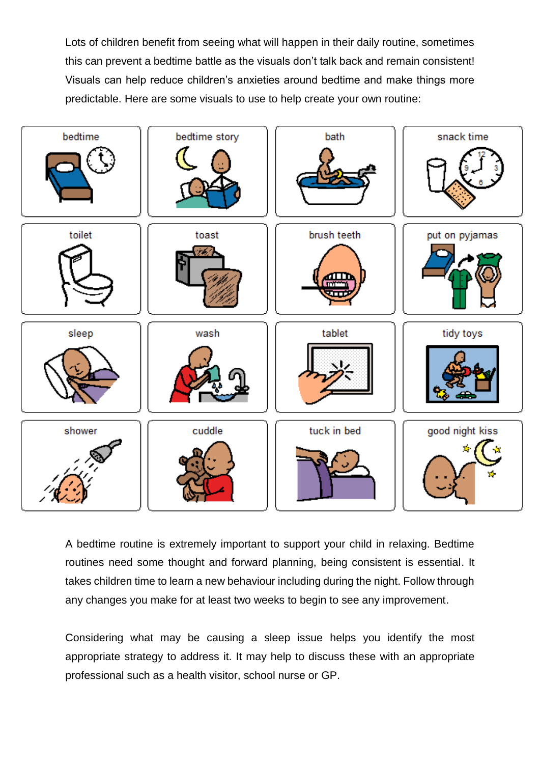Lots of children benefit from seeing what will happen in their daily routine, sometimes this can prevent a bedtime battle as the visuals don't talk back and remain consistent! Visuals can help reduce children's anxieties around bedtime and make things more predictable. Here are some visuals to use to help create your own routine:

| | | | |
|---|---|---|---|
| bedtime | bedtime story | bath | snack time |
| toilet | toast | brush teeth | put on pyjamas |
| sleep | wash | tablet | tidy toys |
| shower | cuddle | tuck in bed | good night kiss |

A bedtime routine is extremely important to support your child in relaxing. Bedtime routines need some thought and forward planning, being consistent is essential. It takes children time to learn a new behaviour including during the night. Follow through any changes you make for at least two weeks to begin to see any improvement.

Considering what may be causing a sleep issue helps you identify the most appropriate strategy to address it. It may help to discuss these with an appropriate professional such as a health visitor, school nurse or GP.